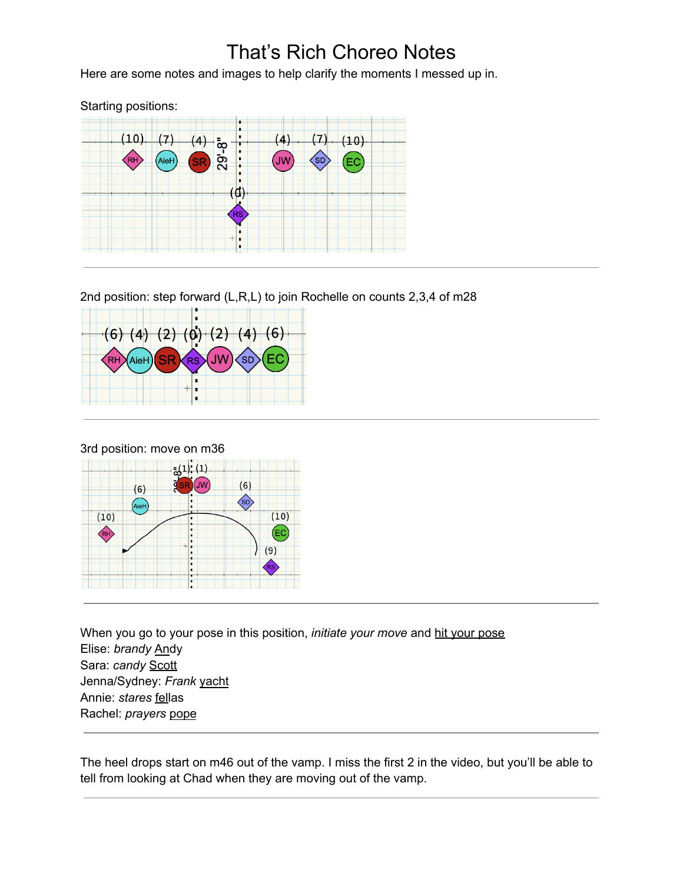# That's Rich Choreo Notes

Here are some notes and images to help clarify the moments I messed up in.

Starting positions:

---

2nd position: step forward (L,R,L) to join Rochelle on counts 2,3,4 of m28

---

3rd position: move on m36

---

When you go to your pose in this position, *initiate your move* and hit your pose

Elise: *brandy* Andy

Sara: *candy* Scott

Jenna/Sydney: *Frank* yacht

Annie: *stares* fellas

Rachel: *prayers* pope

---

The heel drops start on m46 out of the vamp. I miss the first 2 in the video, but you'll be able to tell from looking at Chad when they are moving out of the vamp.

---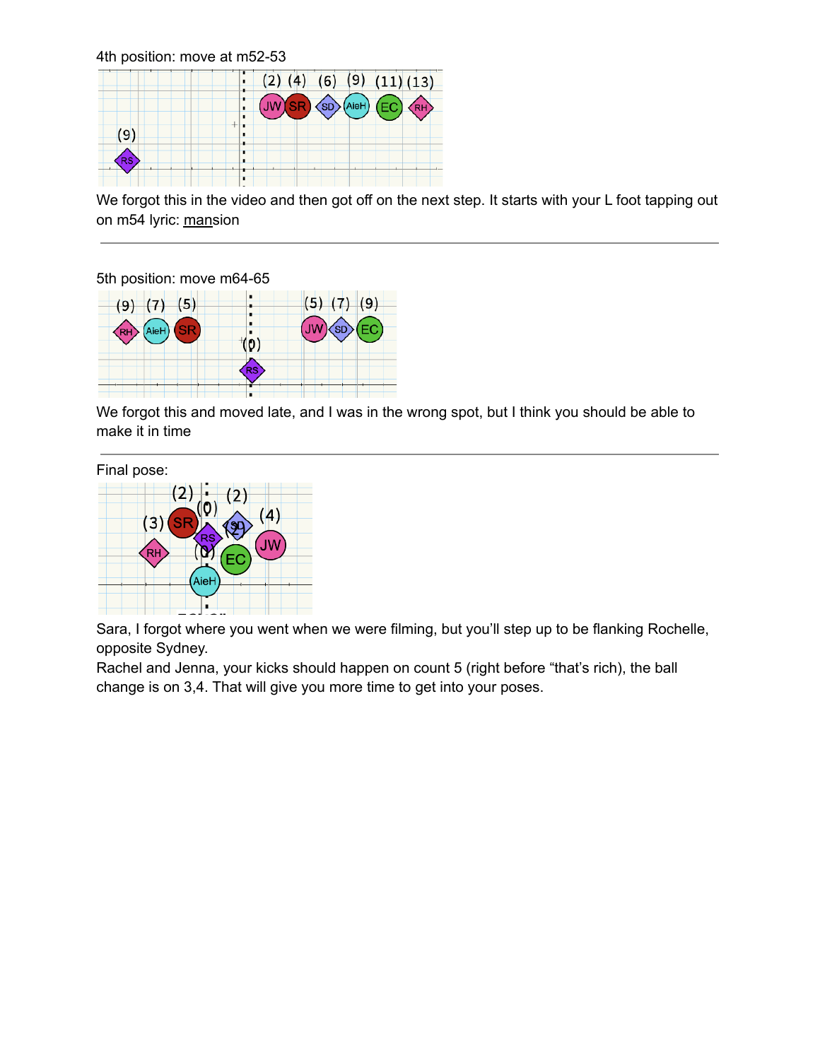4th position: move at m52-53

We forgot this in the video and then got off on the next step. It starts with your L foot tapping out on m54 lyric: mansion

---

5th position: move m64-65

We forgot this and moved late, and I was in the wrong spot, but I think you should be able to make it in time

---

Final pose:

Sara, I forgot where you went when we were filming, but you'll step up to be flanking Rochelle, opposite Sydney.

Rachel and Jenna, your kicks should happen on count 5 (right before "that's rich), the ball change is on 3,4. That will give you more time to get into your poses.